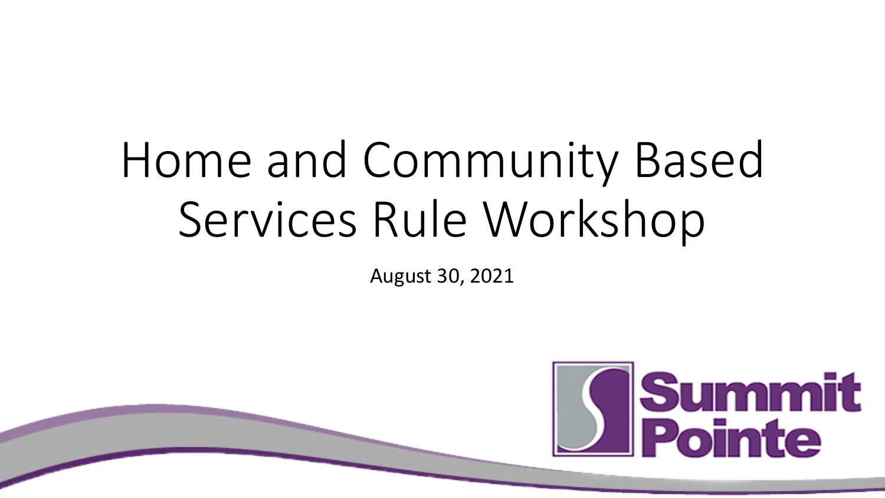# Home and Community Based Services Rule Workshop

August 30, 2021

Summit Pointe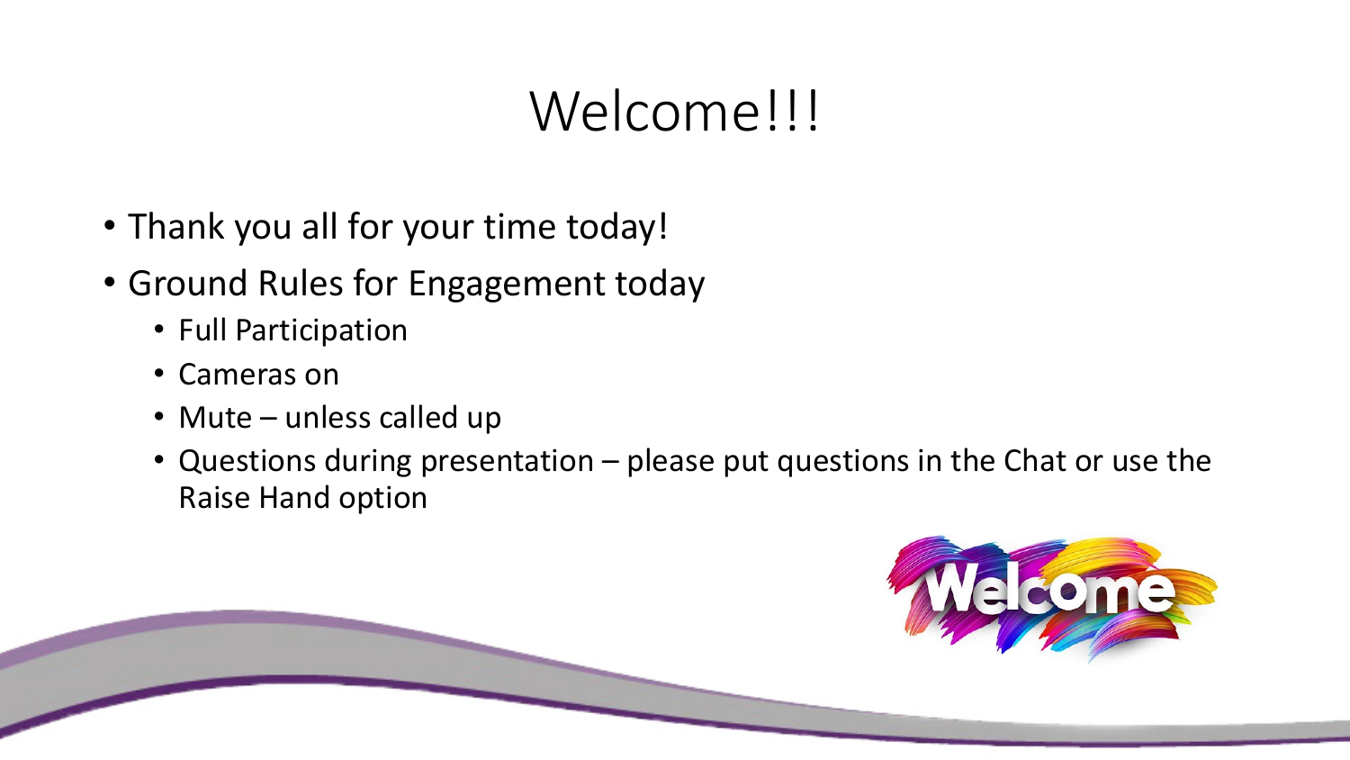# Welcome!!!

- Thank you all for your time today!
- Ground Rules for Engagement today
  - Full Participation
  - Cameras on
  - Mute – unless called up
  - Questions during presentation – please put questions in the Chat or use the Raise Hand option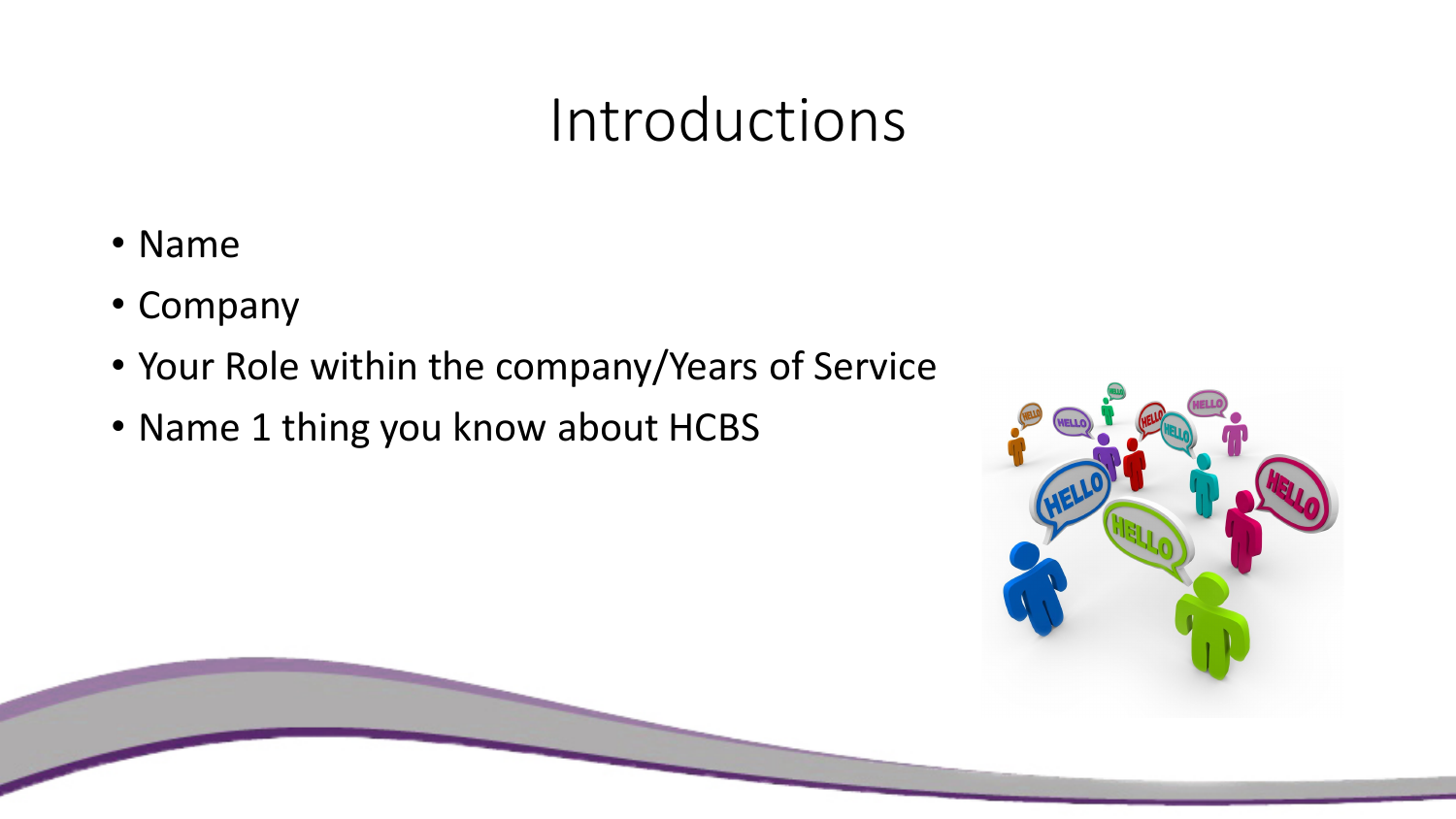# Introductions

- Name
- Company
- Your Role within the company/Years of Service
- Name 1 thing you know about HCBS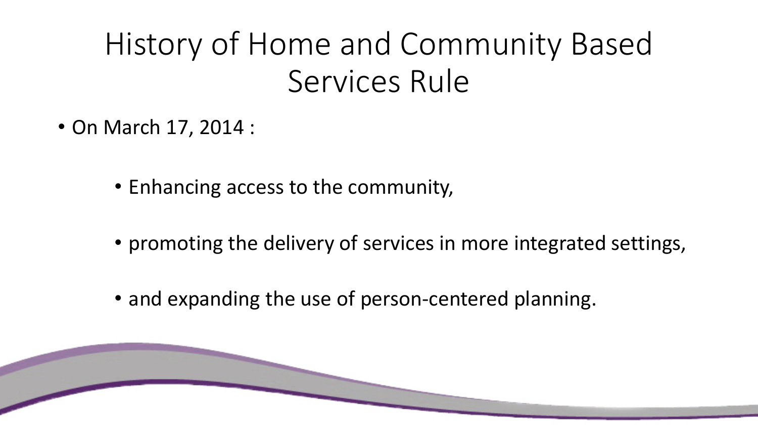# History of Home and Community Based Services Rule

- On March 17, 2014 :
  - Enhancing access to the community,
  - promoting the delivery of services in more integrated settings,
  - and expanding the use of person-centered planning.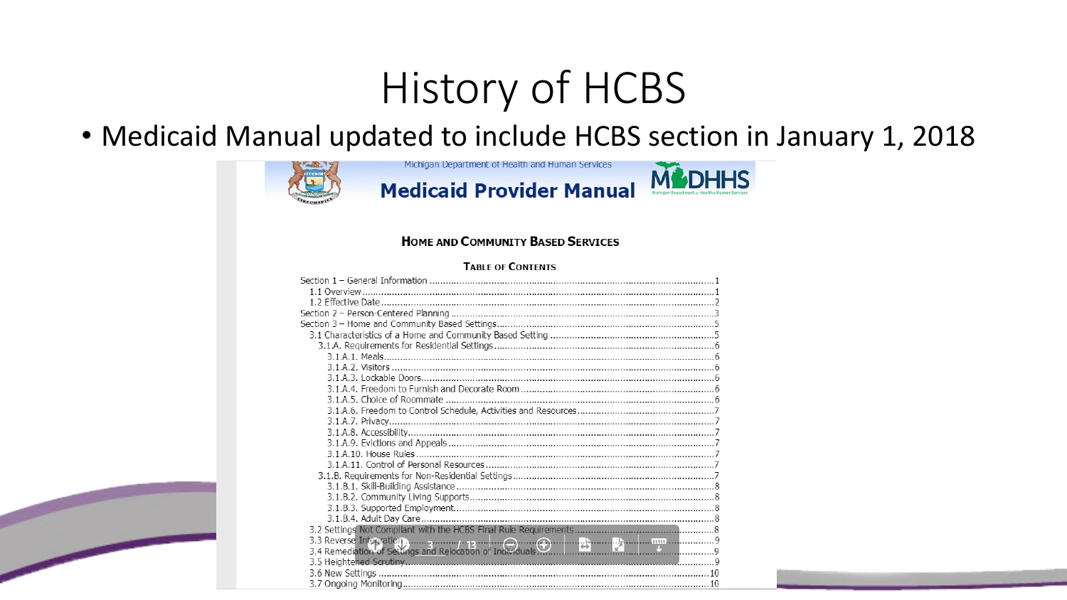# History of HCBS

- Medicaid Manual updated to include HCBS section in January 1, 2018

Michigan Department of Health and Human Services

**Medicaid Provider Manual**

MDHHS

Michigan Department of Health & Human Services

### HOME AND COMMUNITY BASED SERVICES

#### TABLE OF CONTENTS

Section 1 – General Information .......... 1
- 1.1 Overview .......... 1
- 1.2 Effective Date .......... 2

Section 2 – Person-Centered Planning .......... 3

Section 3 – Home and Community Based Settings .......... 5
- 3.1 Characteristics of a Home and Community Based Setting .......... 5
  - 3.1.A. Requirements for Residential Settings .......... 6
    - 3.1.A.1. Meals .......... 6
    - 3.1.A.2. Visitors .......... 6
    - 3.1.A.3. Lockable Doors .......... 6
    - 3.1.A.4. Freedom to Furnish and Decorate Room .......... 6
    - 3.1.A.5. Choice of Roommate .......... 6
    - 3.1.A.6. Freedom to Control Schedule, Activities and Resources .......... 7
    - 3.1.A.7. Privacy .......... 7
    - 3.1.A.8. Accessibility .......... 7
    - 3.1.A.9. Evictions and Appeals .......... 7
    - 3.1.A.10. House Rules .......... 7
    - 3.1.A.11. Control of Personal Resources .......... 7
  - 3.1.B. Requirements for Non-Residential Settings .......... 7
    - 3.1.B.1. Skill-Building Assistance .......... 8
    - 3.1.B.2. Community Living Supports .......... 8
    - 3.1.B.3. Supported Employment .......... 8
    - 3.1.B.4. Adult Day Care .......... 8
- 3.2 Settings Not Compliant with the HCBS Final Rule Requirements .......... 8
- 3.3 Reverse Integration .......... 9
- 3.4 Remediation of Settings and Relocation of Individuals .......... 9
- 3.5 Heightened Scrutiny .......... 9
- 3.6 New Settings .......... 10
- 3.7 Ongoing Monitoring .......... 10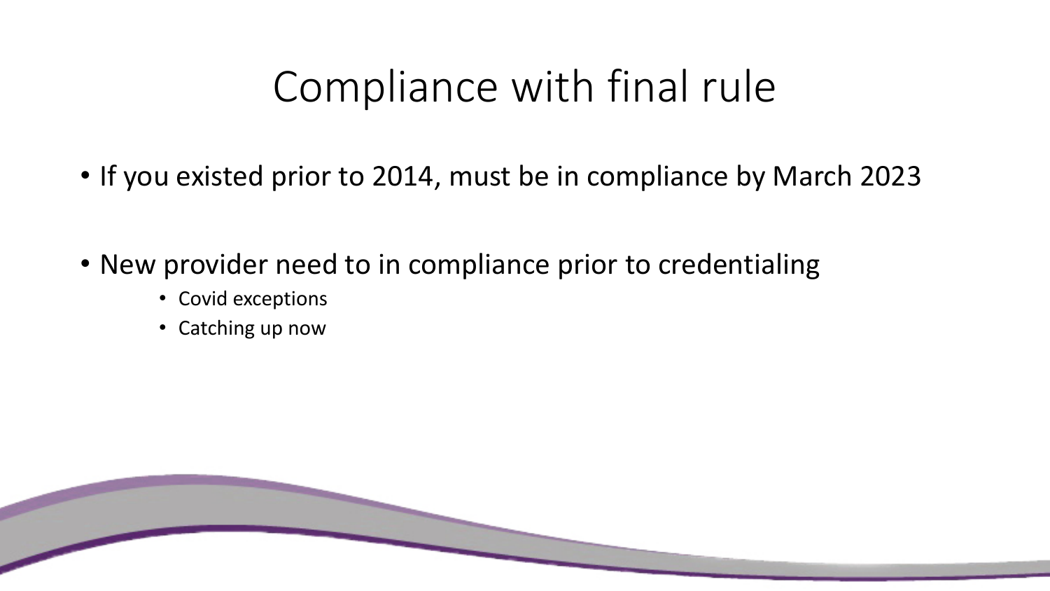# Compliance with final rule

- If you existed prior to 2014, must be in compliance by March 2023
- New provider need to in compliance prior to credentialing
  - Covid exceptions
  - Catching up now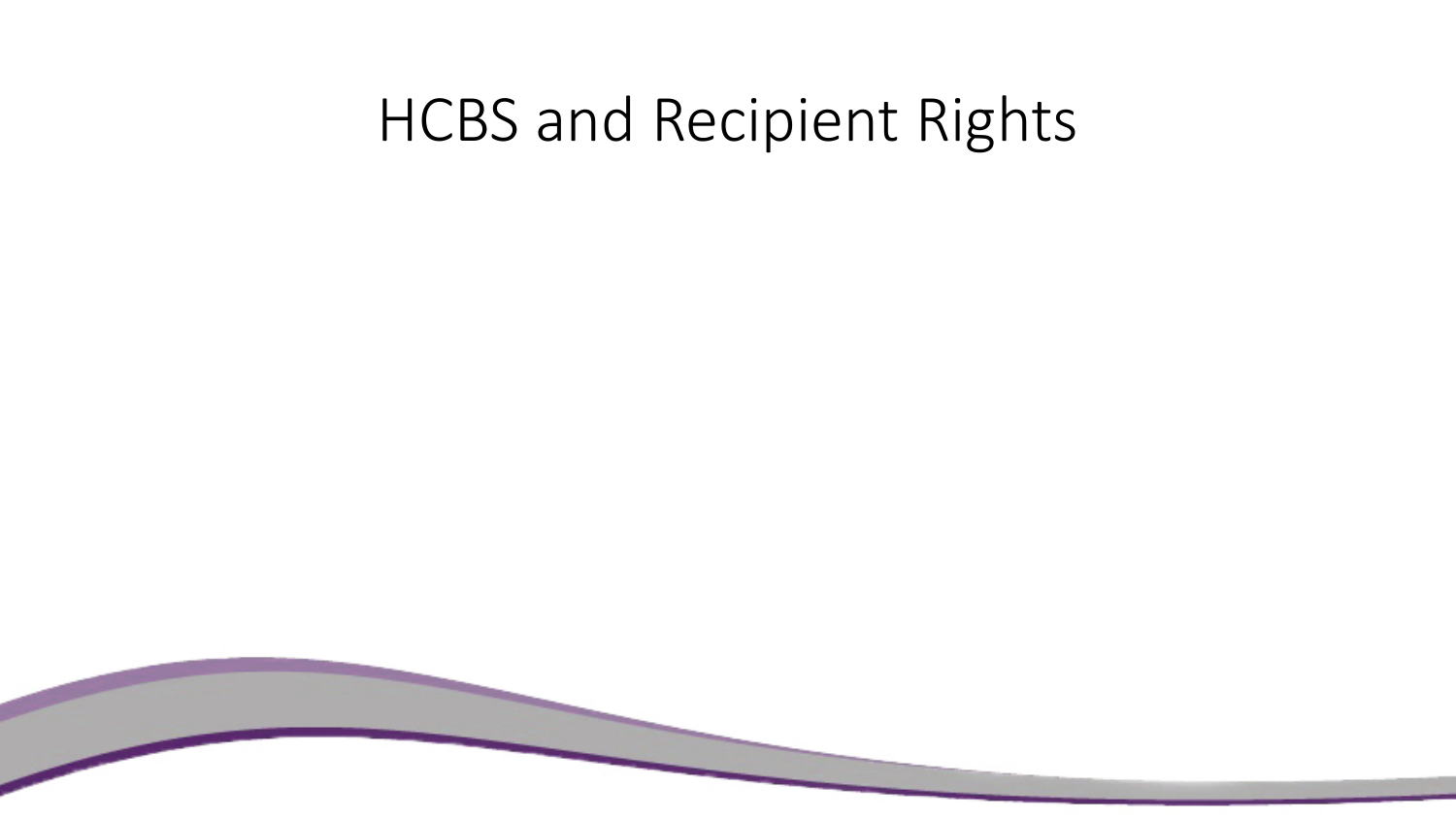# HCBS and Recipient Rights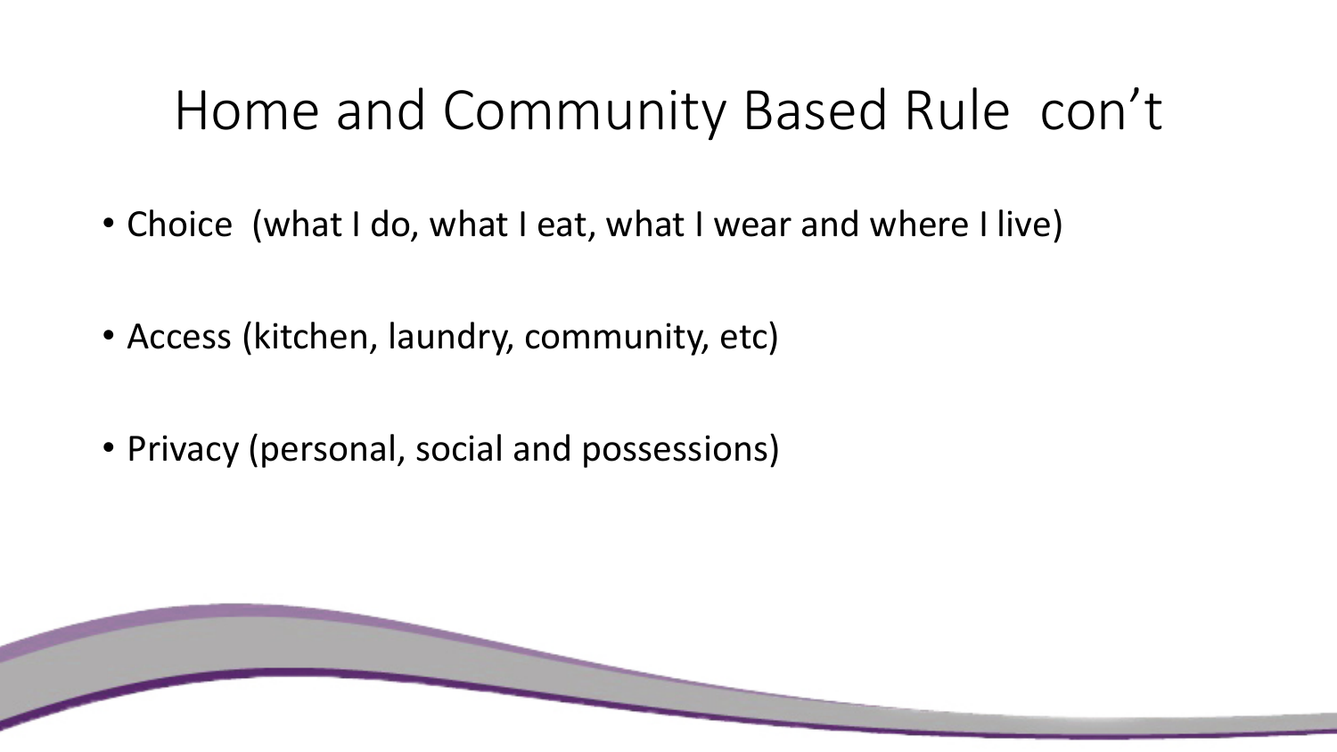# Home and Community Based Rule con't

- Choice (what I do, what I eat, what I wear and where I live)
- Access (kitchen, laundry, community, etc)
- Privacy (personal, social and possessions)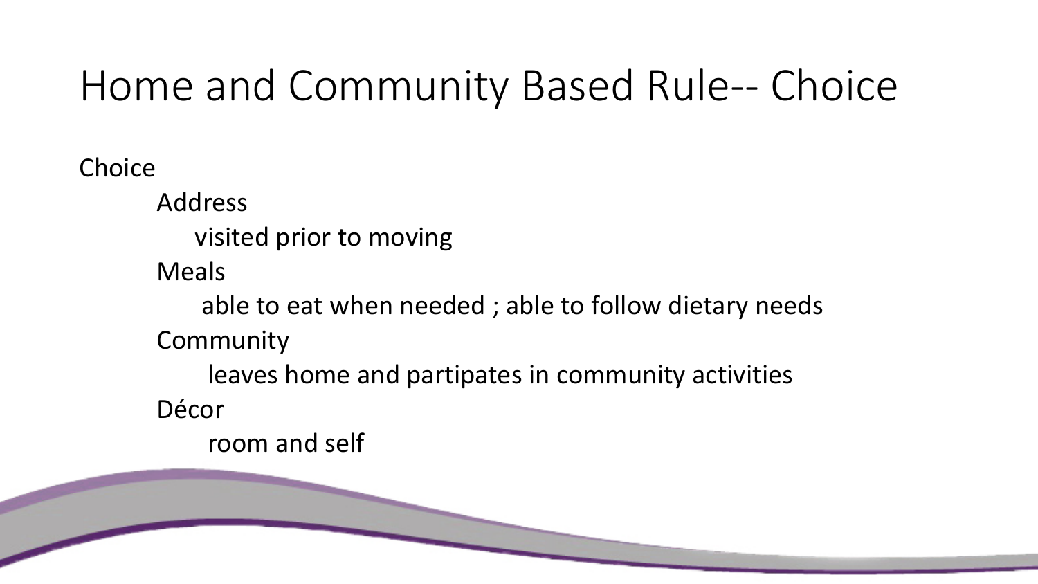# Home and Community Based Rule-- Choice

Choice

- Address
  - visited prior to moving
- Meals
  - able to eat when needed ; able to follow dietary needs
- Community
  - leaves home and partipates in community activities
- Décor
  - room and self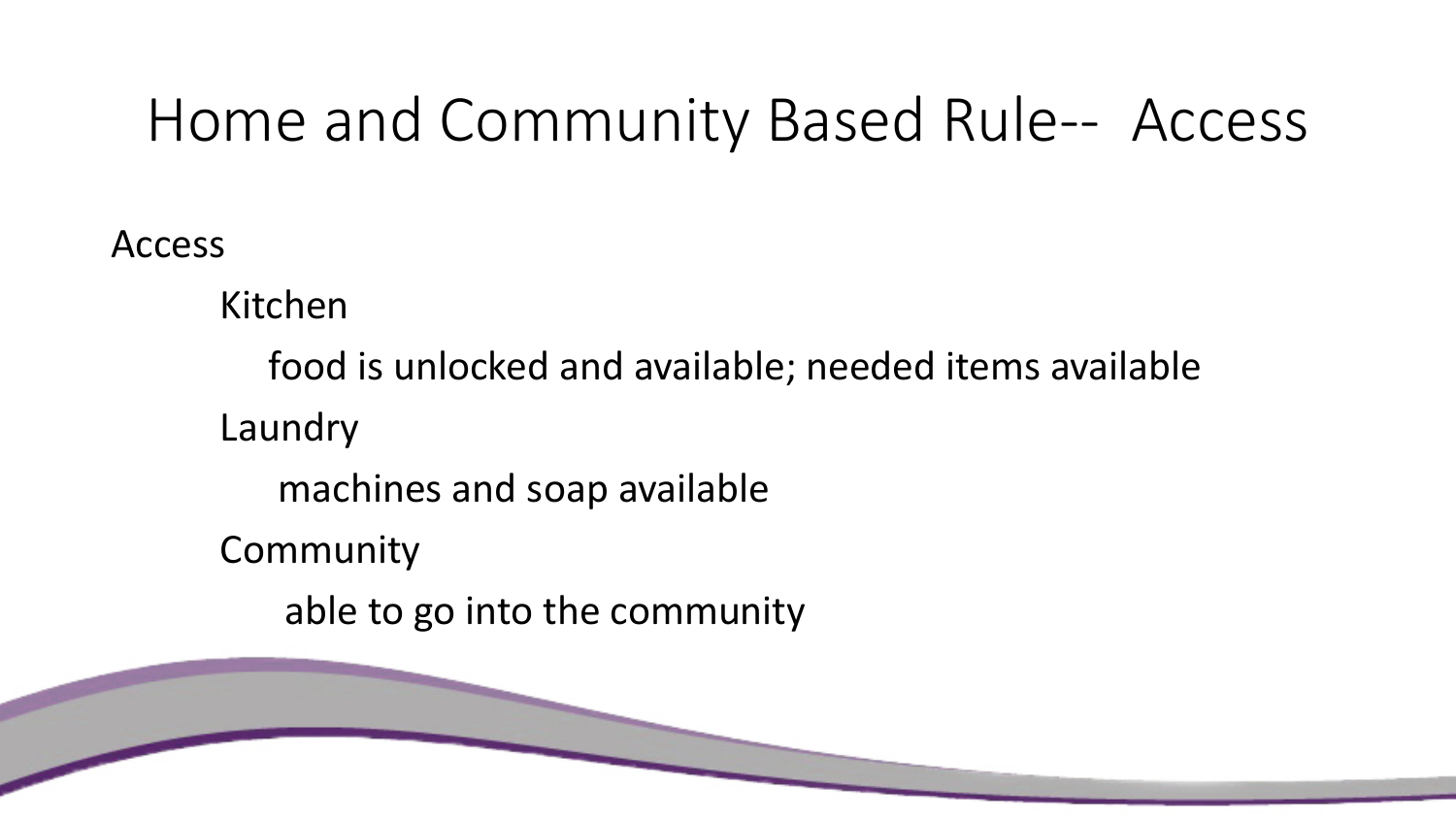# Home and Community Based Rule-- Access

Access

- Kitchen
  - food is unlocked and available; needed items available
- Laundry
  - machines and soap available
- Community
  - able to go into the community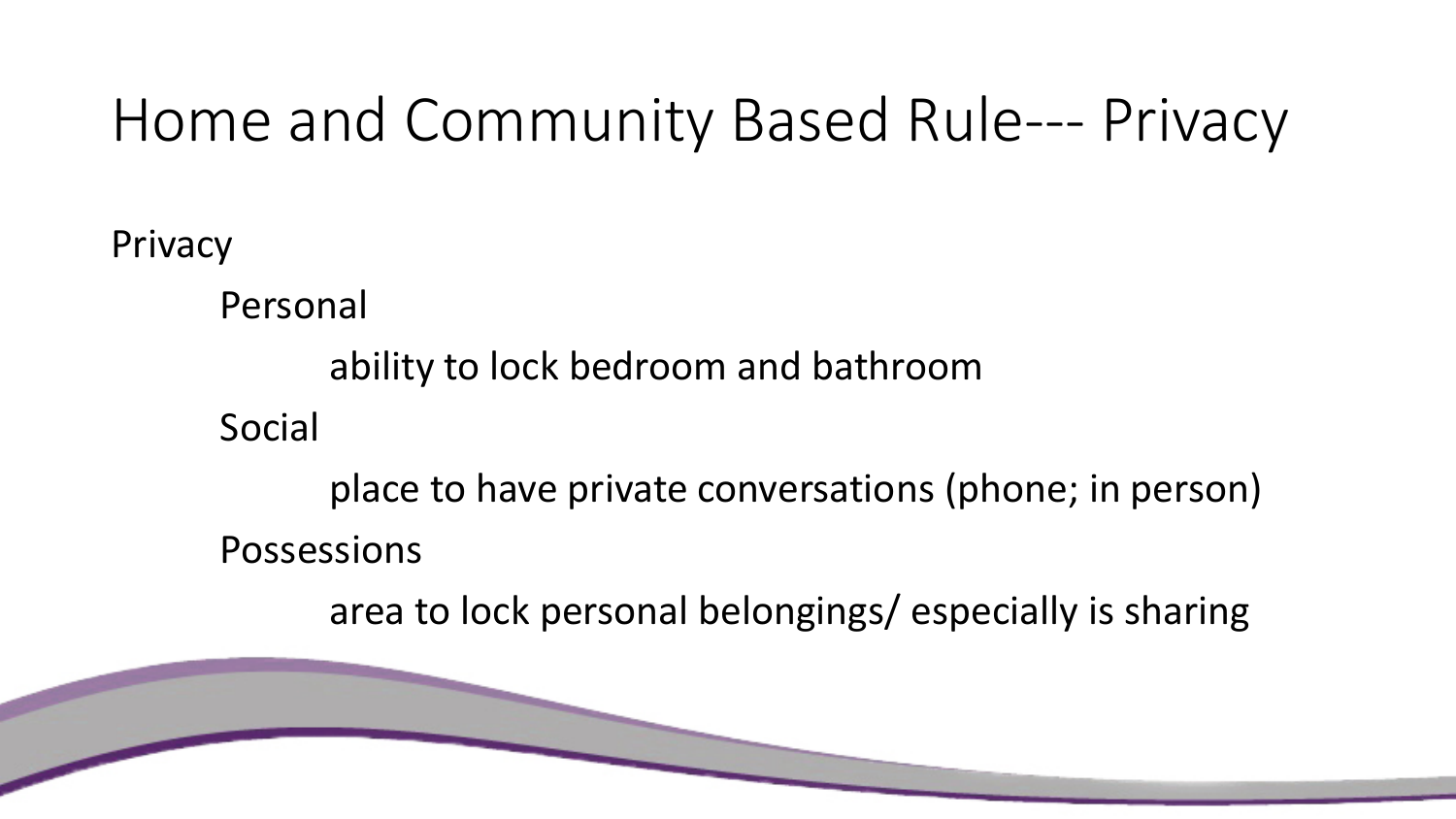# Home and Community Based Rule--- Privacy

Privacy

- Personal
  - ability to lock bedroom and bathroom
- Social
  - place to have private conversations (phone; in person)
- Possessions
  - area to lock personal belongings/ especially is sharing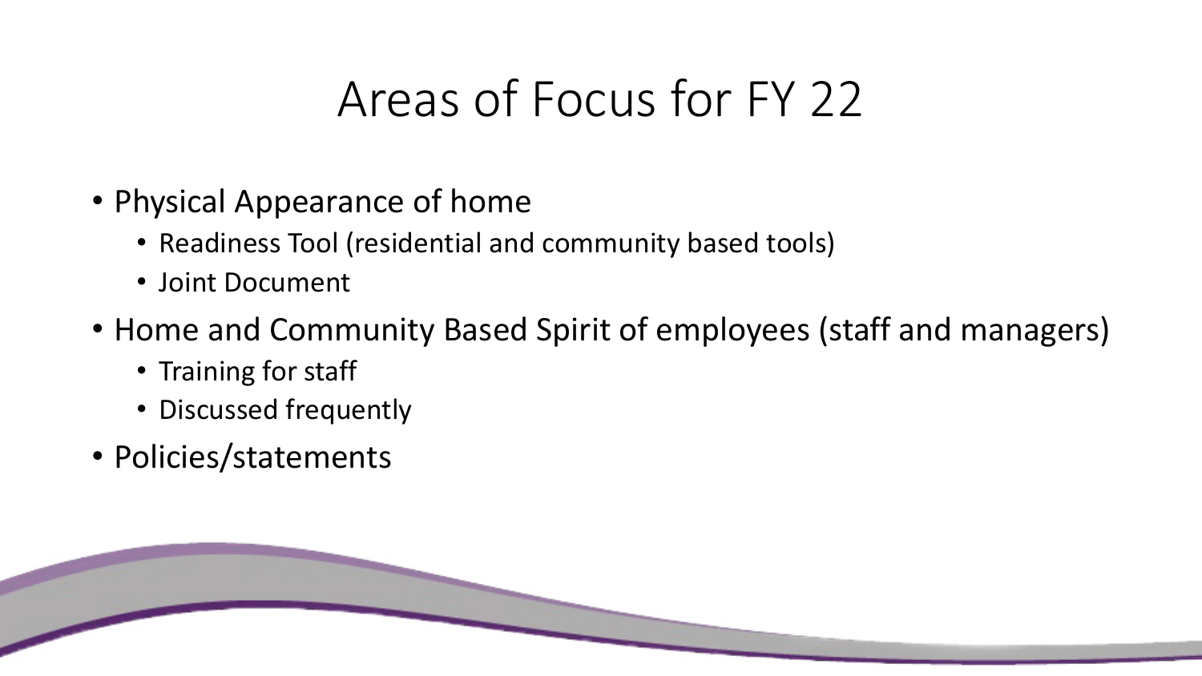# Areas of Focus for FY 22

- Physical Appearance of home
  - Readiness Tool (residential and community based tools)
  - Joint Document
- Home and Community Based Spirit of employees (staff and managers)
  - Training for staff
  - Discussed frequently
- Policies/statements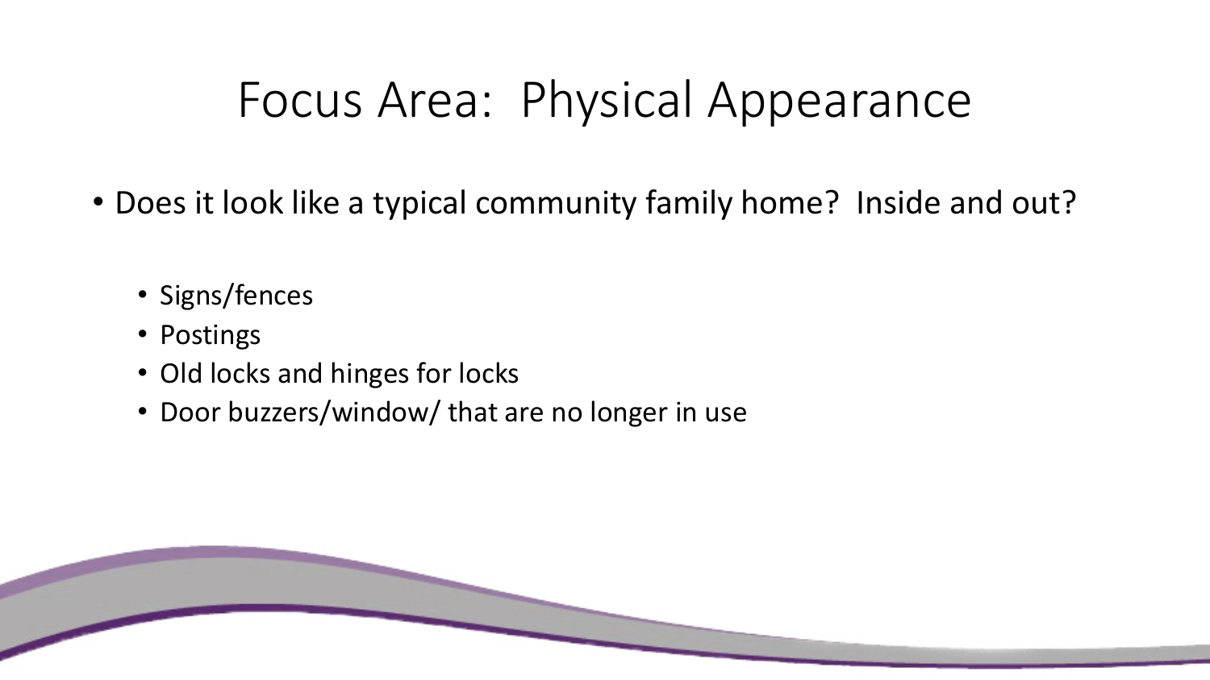# Focus Area:  Physical Appearance

- Does it look like a typical community family home?  Inside and out?
  - Signs/fences
  - Postings
  - Old locks and hinges for locks
  - Door buzzers/window/ that are no longer in use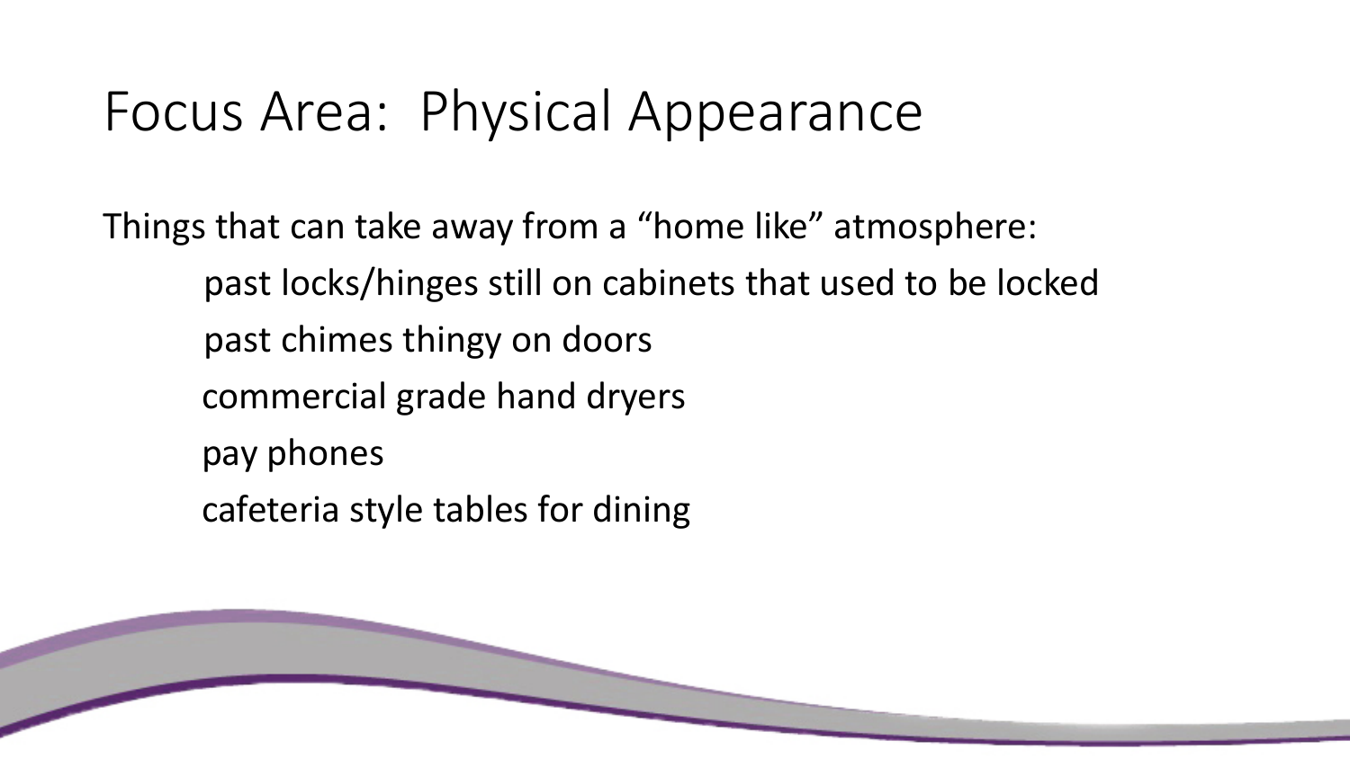# Focus Area: Physical Appearance

Things that can take away from a "home like" atmosphere:

- past locks/hinges still on cabinets that used to be locked
- past chimes thingy on doors
- commercial grade hand dryers
- pay phones
- cafeteria style tables for dining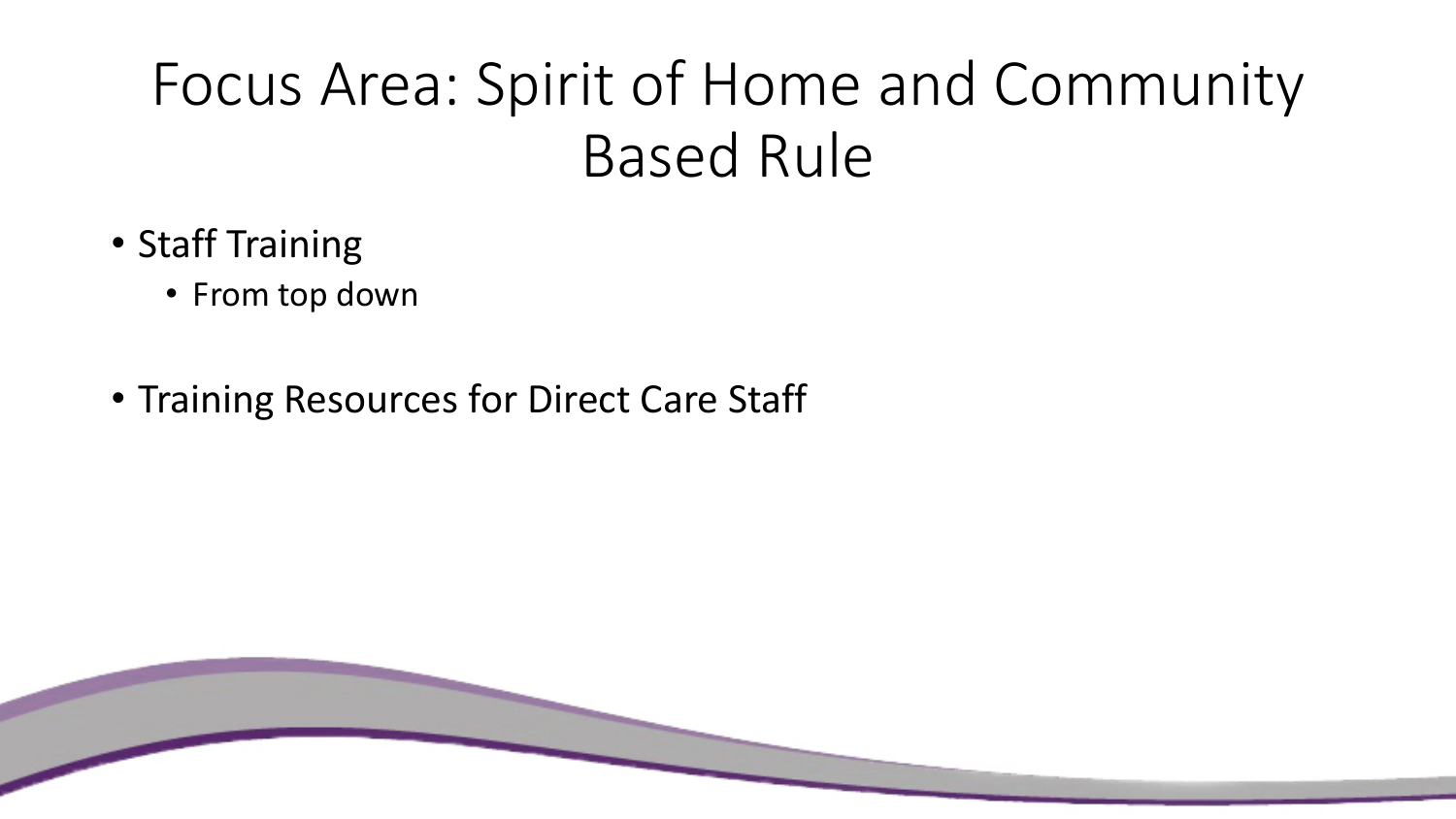# Focus Area: Spirit of Home and Community Based Rule

- Staff Training
  - From top down
- Training Resources for Direct Care Staff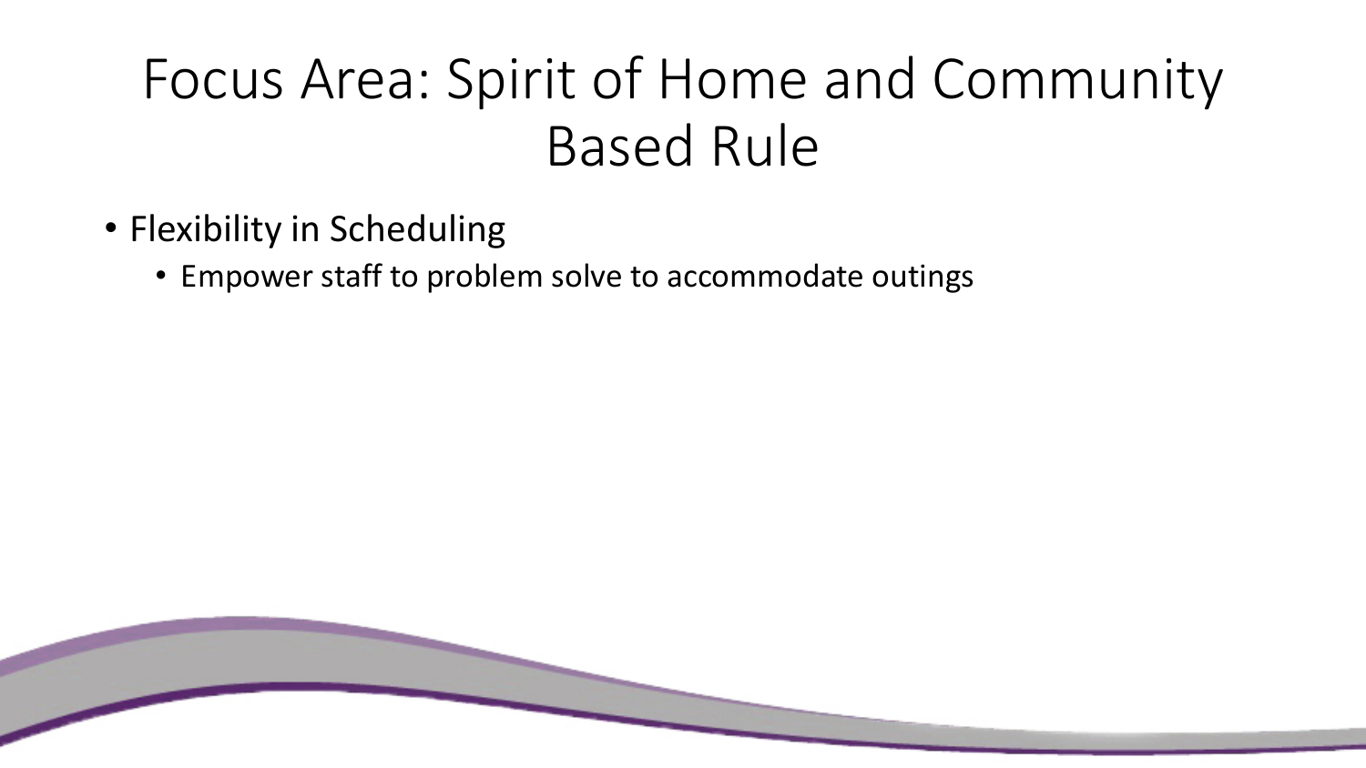# Focus Area: Spirit of Home and Community Based Rule

- Flexibility in Scheduling
  - Empower staff to problem solve to accommodate outings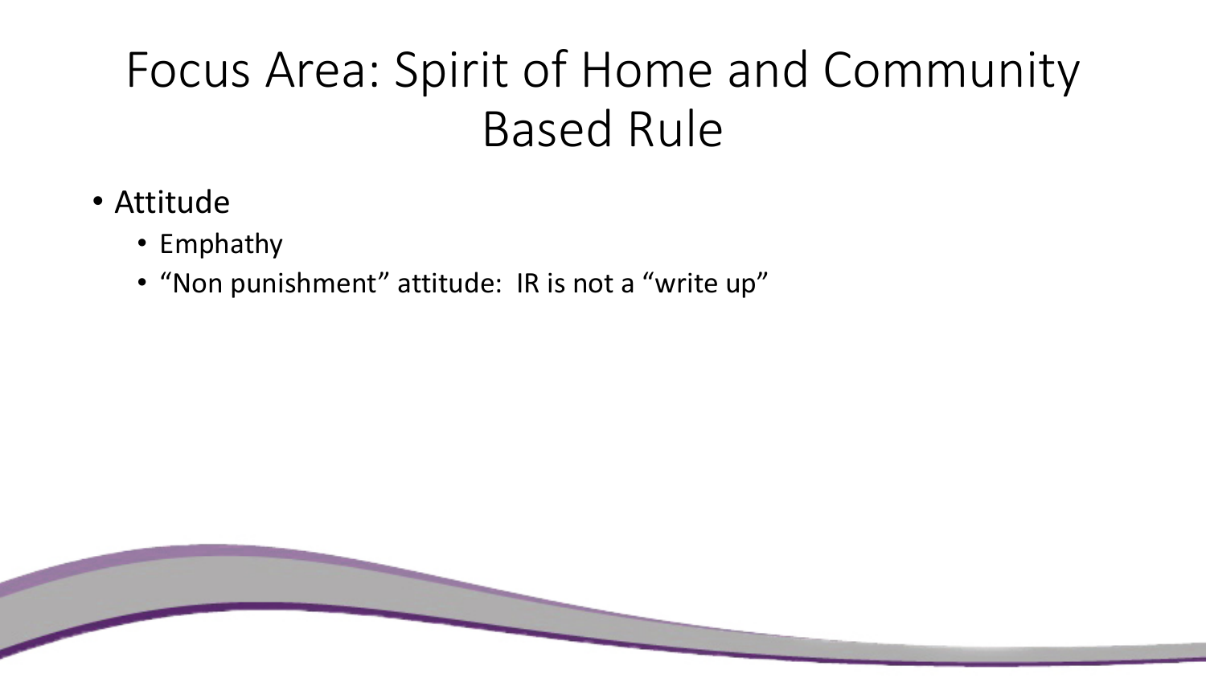# Focus Area: Spirit of Home and Community Based Rule

- Attitude
  - Emphathy
  - “Non punishment” attitude:  IR is not a “write up”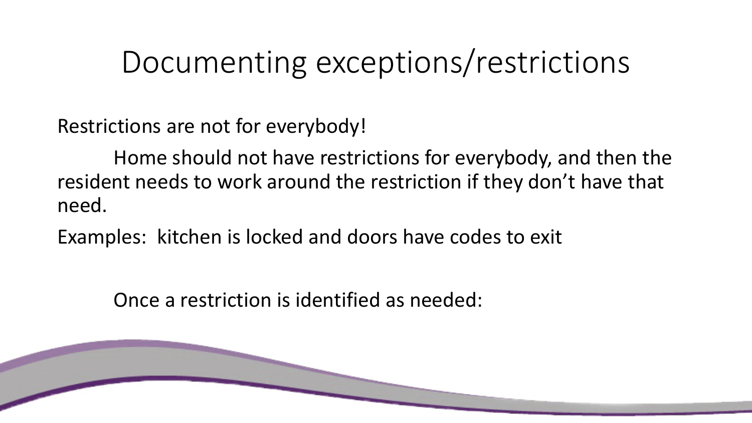# Documenting exceptions/restrictions

Restrictions are not for everybody!

Home should not have restrictions for everybody, and then the resident needs to work around the restriction if they don't have that need.

Examples: kitchen is locked and doors have codes to exit

Once a restriction is identified as needed: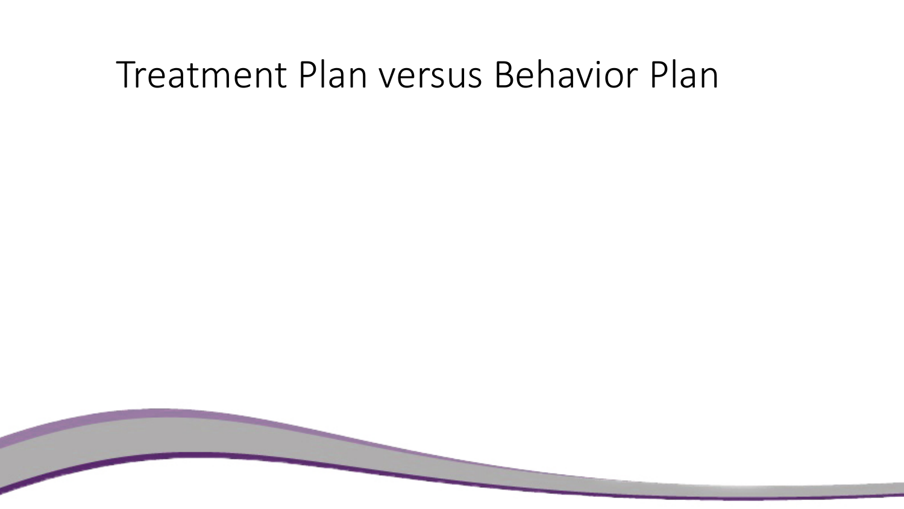# Treatment Plan versus Behavior Plan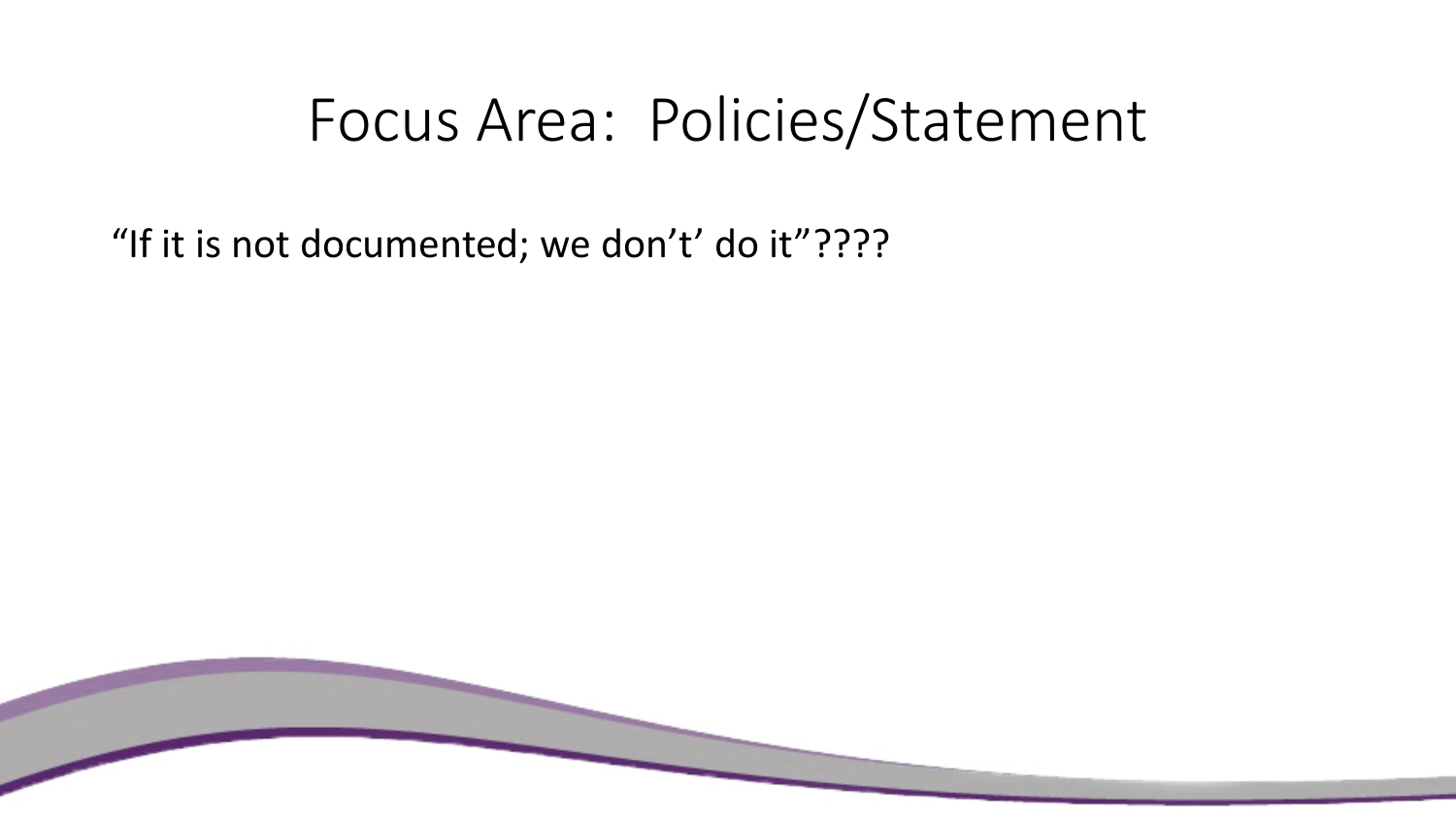# Focus Area: Policies/Statement

“If it is not documented; we don’t’ do it”????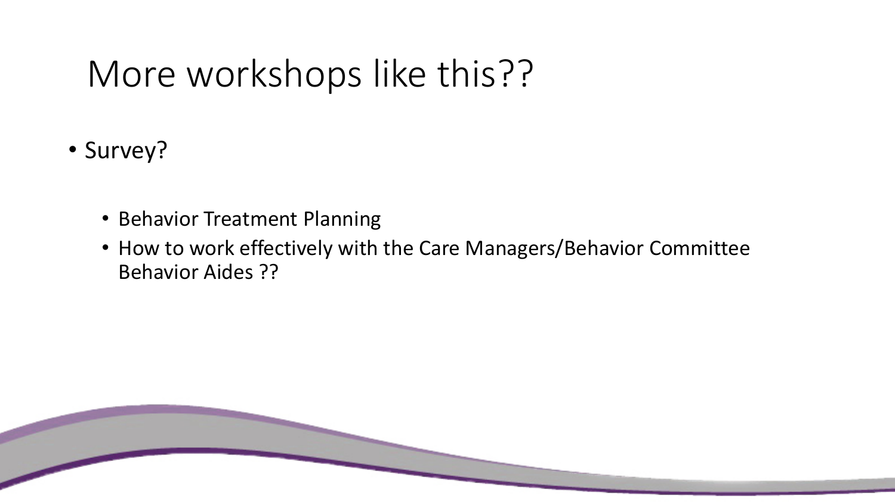# More workshops like this??

- Survey?
  - Behavior Treatment Planning
  - How to work effectively with the Care Managers/Behavior Committee Behavior Aides ??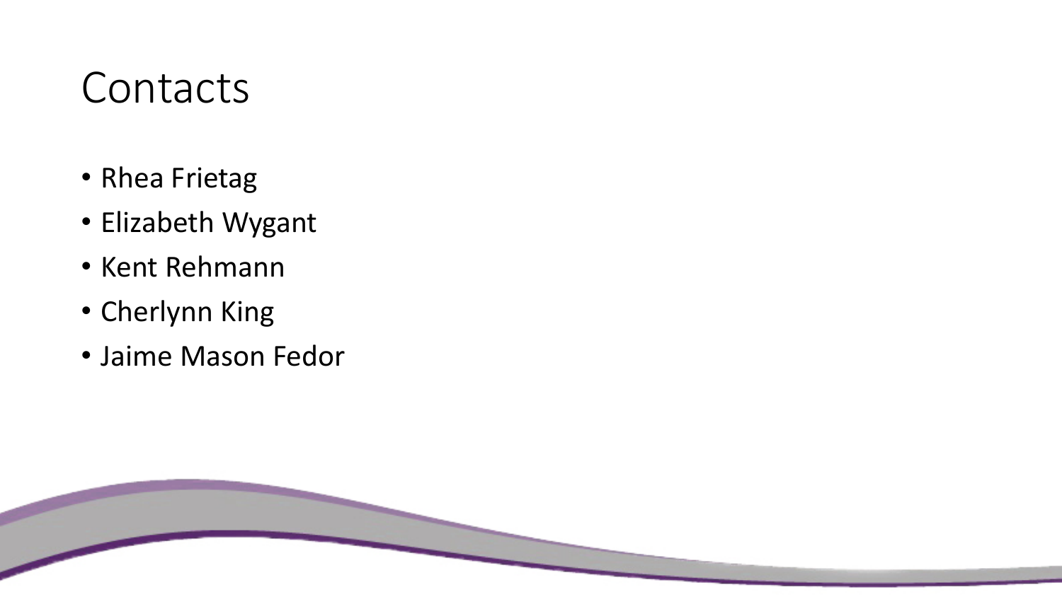# Contacts

- Rhea Frietag
- Elizabeth Wygant
- Kent Rehmann
- Cherlynn King
- Jaime Mason Fedor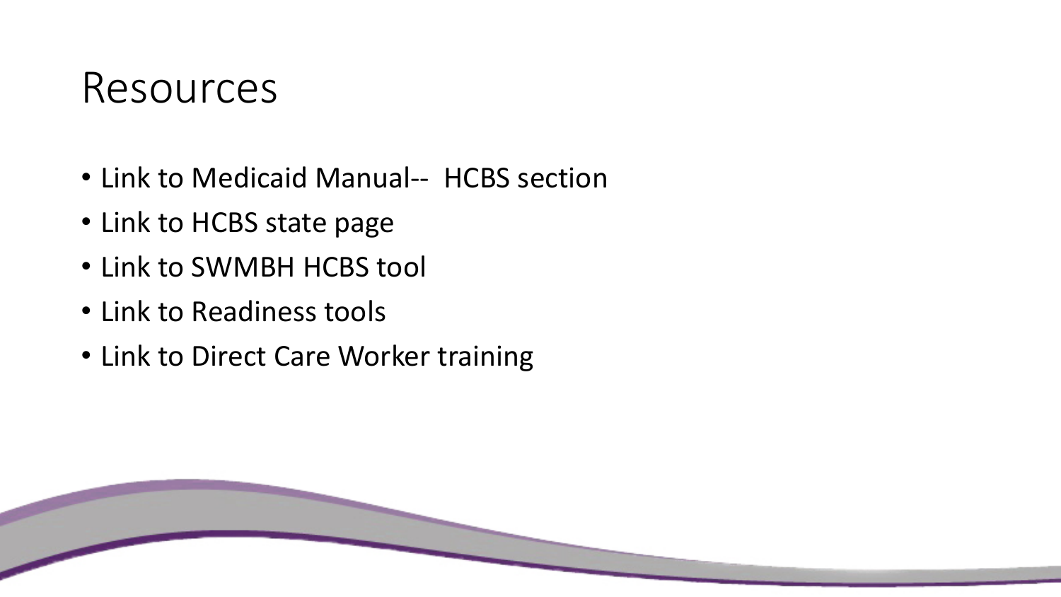# Resources

- Link to Medicaid Manual-- HCBS section
- Link to HCBS state page
- Link to SWMBH HCBS tool
- Link to Readiness tools
- Link to Direct Care Worker training